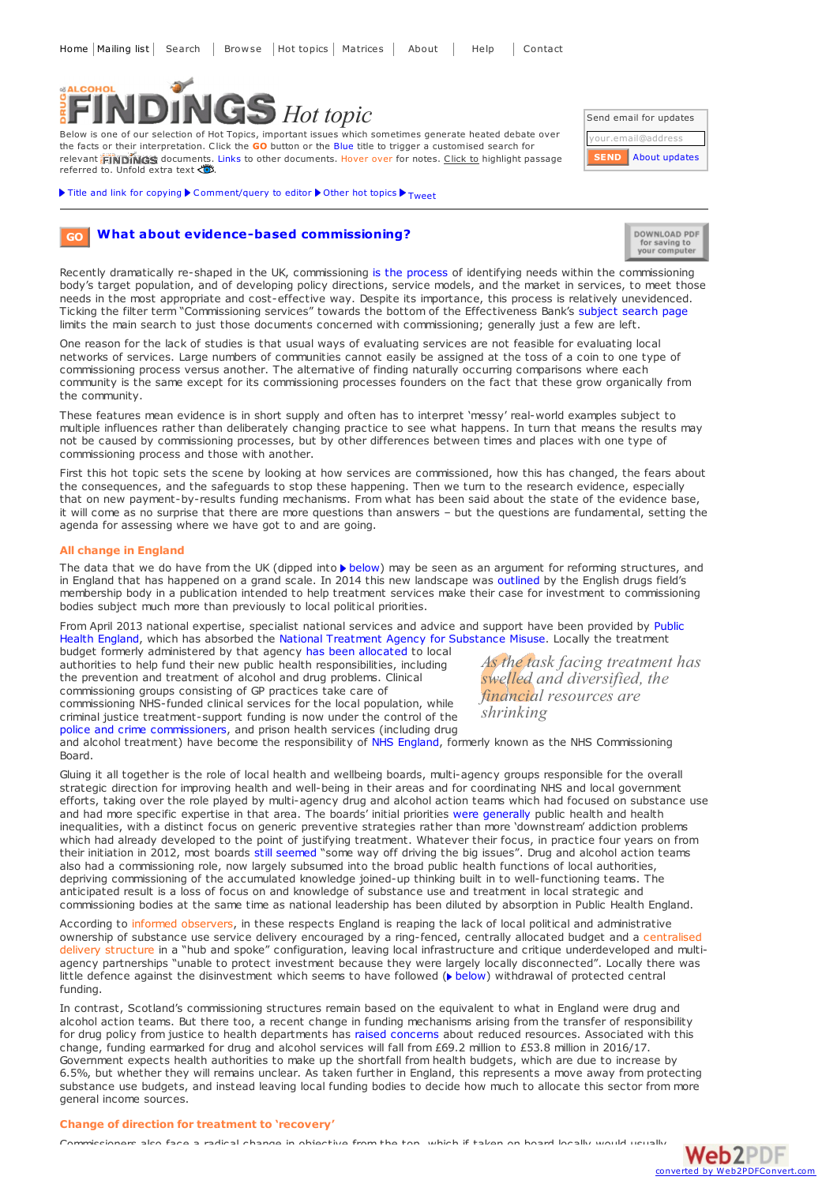Home | Mailing list | Search | Browse | Hot topics | Matrices | About | Help | Contact

# DRUG & ALCOHOL FINDINGS Hot topic

Below is one of our selection of Hot Topics, important issues which sometimes generate heated debate over the facts or their interpretation. Click the **GO** button or the Blue title to trigger a customised search for relevant FINDINGS documents. Links to other documents. Hover over for notes. Click to highlight passage referred to. Unfold extra text.

Send email for updates

your.email@address

SEND About updates

Title and link for copying ▶ Comment/query to editor ▶ Other hot topics ▶ Tweet

## GO What about evidence-based commissioning?

DOWNLOAD PDF for saving to your computer

Recently dramatically re-shaped in the UK, commissioning is the process of identifying needs within the commissioning body's target population, and of developing policy directions, service models, and the market in services, to meet those needs in the most appropriate and cost-effective way. Despite its importance, this process is relatively unevidenced. Ticking the filter term "Commissioning services" towards the bottom of the Effectiveness Bank's subject search page limits the main search to just those documents concerned with commissioning; generally just a few are left.

One reason for the lack of studies is that usual ways of evaluating services are not feasible for evaluating local networks of services. Large numbers of communities cannot easily be assigned at the toss of a coin to one type of commissioning process versus another. The alternative of finding naturally occurring comparisons where each community is the same except for its commissioning processes founders on the fact that these grow organically from the community.

These features mean evidence is in short supply and often has to interpret 'messy' real-world examples subject to multiple influences rather than deliberately changing practice to see what happens. In turn that means the results may not be caused by commissioning processes, but by other differences between times and places with one type of commissioning process and those with another.

First this hot topic sets the scene by looking at how services are commissioned, how this has changed, the fears about the consequences, and the safeguards to stop these happening. Then we turn to the research evidence, especially that on new payment-by-results funding mechanisms. From what has been said about the state of the evidence base, it will come as no surprise that there are more questions than answers – but the questions are fundamental, setting the agenda for assessing where we have got to and are going.

### All change in England

The data that we do have from the UK (dipped into ▶ below) may be seen as an argument for reforming structures, and in England that has happened on a grand scale. In 2014 this new landscape was outlined by the English drugs field's membership body in a publication intended to help treatment services make their case for investment to commissioning bodies subject much more than previously to local political priorities.

From April 2013 national expertise, specialist national services and advice and support have been provided by Public Health England, which has absorbed the National Treatment Agency for Substance Misuse. Locally the treatment budget formerly administered by that agency has been allocated to local authorities to help fund their new public health responsibilities, including the prevention and treatment of alcohol and drug problems. Clinical commissioning groups consisting of GP practices take care of commissioning NHS-funded clinical services for the local population, while criminal justice treatment-support funding is now under the control of the police and crime commissioners, and prison health services (including drug and alcohol treatment) have become the responsibility of NHS England, formerly known as the NHS Commissioning Board.

> *As the task facing treatment has swelled and diversified, the financial resources are shrinking*

Gluing it all together is the role of local health and wellbeing boards, multi-agency groups responsible for the overall strategic direction for improving health and well-being in their areas and for coordinating NHS and local government efforts, taking over the role played by multi-agency drug and alcohol action teams which had focused on substance use and had more specific expertise in that area. The boards' initial priorities were generally public health and health inequalities, with a distinct focus on generic preventive strategies rather than more 'downstream' addiction problems which had already developed to the point of justifying treatment. Whatever their focus, in practice four years on from their initiation in 2012, most boards still seemed "some way off driving the big issues". Drug and alcohol action teams also had a commissioning role, now largely subsumed into the broad public health functions of local authorities, depriving commissioning of the accumulated knowledge joined-up thinking built in to well-functioning teams. The anticipated result is a loss of focus on and knowledge of substance use and treatment in local strategic and commissioning bodies at the same time as national leadership has been diluted by absorption in Public Health England.

According to informed observers, in these respects England is reaping the lack of local political and administrative ownership of substance use service delivery encouraged by a ring-fenced, centrally allocated budget and a centralised delivery structure in a "hub and spoke" configuration, leaving local infrastructure and critique underdeveloped and multi-agency partnerships "unable to protect investment because they were largely locally disconnected". Locally there was little defence against the disinvestment which seems to have followed (▶ below) withdrawal of protected central funding.

In contrast, Scotland's commissioning structures remain based on the equivalent to what in England were drug and alcohol action teams. But there too, a recent change in funding mechanisms arising from the transfer of responsibility for drug policy from justice to health departments has raised concerns about reduced resources. Associated with this change, funding earmarked for drug and alcohol services will fall from £69.2 million to £53.8 million in 2016/17. Government expects health authorities to make up the shortfall from health budgets, which are due to increase by 6.5%, but whether they will remains unclear. As taken further in England, this represents a move away from protecting substance use budgets, and instead leaving local funding bodies to decide how much to allocate this sector from more general income sources.

### Change of direction for treatment to 'recovery'

Commissioners also face a radical change in objective from the top, which if taken on board locally would usually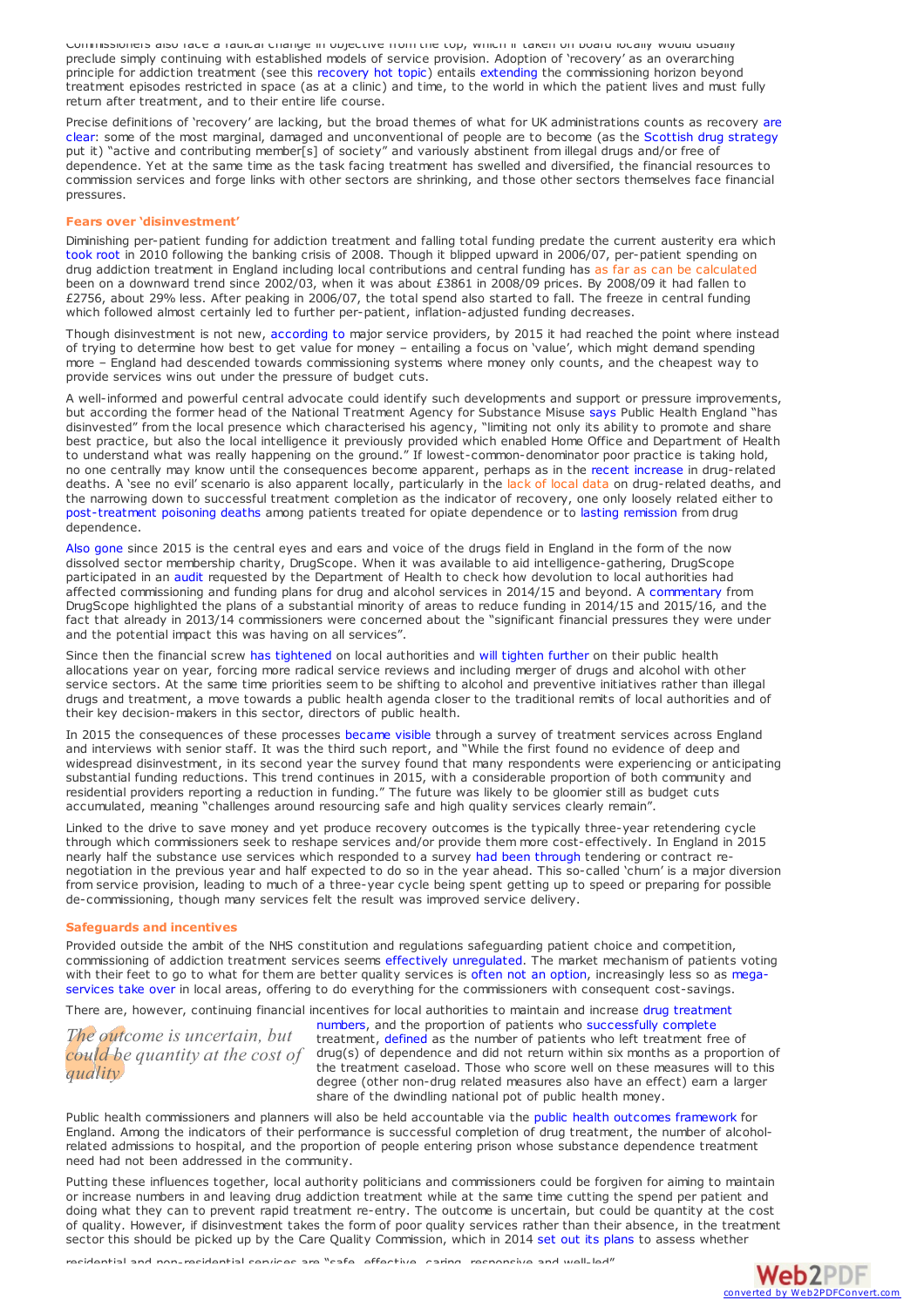Commissioners also face a radical change in objective from the top, which if taken on board locally would usually preclude simply continuing with established models of service provision. Adoption of 'recovery' as an overarching principle for addiction treatment (see this recovery hot topic) entails extending the commissioning horizon beyond treatment episodes restricted in space (as at a clinic) and time, to the world in which the patient lives and must fully return after treatment, and to their entire life course.

Precise definitions of 'recovery' are lacking, but the broad themes of what for UK administrations counts as recovery are clear: some of the most marginal, damaged and unconventional of people are to become (as the Scottish drug strategy put it) "active and contributing member[s] of society" and variously abstinent from illegal drugs and/or free of dependence. Yet at the same time as the task facing treatment has swelled and diversified, the financial resources to commission services and forge links with other sectors are shrinking, and those other sectors themselves face financial pressures.

### Fears over 'disinvestment'

Diminishing per-patient funding for addiction treatment and falling total funding predate the current austerity era which took root in 2010 following the banking crisis of 2008. Though it blipped upward in 2006/07, per-patient spending on drug addiction treatment in England including local contributions and central funding has as far as can be calculated been on a downward trend since 2002/03, when it was about £3861 in 2008/09 prices. By 2008/09 it had fallen to £2756, about 29% less. After peaking in 2006/07, the total spend also started to fall. The freeze in central funding which followed almost certainly led to further per-patient, inflation-adjusted funding decreases.

Though disinvestment is not new, according to major service providers, by 2015 it had reached the point where instead of trying to determine how best to get value for money – entailing a focus on 'value', which might demand spending more – England had descended towards commissioning systems where money only counts, and the cheapest way to provide services wins out under the pressure of budget cuts.

A well-informed and powerful central advocate could identify such developments and support or pressure improvements, but according the former head of the National Treatment Agency for Substance Misuse says Public Health England "has disinvested" from the local presence which characterised his agency, "limiting not only its ability to promote and share best practice, but also the local intelligence it previously provided which enabled Home Office and Department of Health to understand what was really happening on the ground." If lowest-common-denominator poor practice is taking hold, no one centrally may know until the consequences become apparent, perhaps as in the recent increase in drug-related deaths. A 'see no evil' scenario is also apparent locally, particularly in the lack of local data on drug-related deaths, and the narrowing down to successful treatment completion as the indicator of recovery, one only loosely related either to post-treatment poisoning deaths among patients treated for opiate dependence or to lasting remission from drug dependence.

Also gone since 2015 is the central eyes and ears and voice of the drugs field in England in the form of the now dissolved sector membership charity, DrugScope. When it was available to aid intelligence-gathering, DrugScope participated in an audit requested by the Department of Health to check how devolution to local authorities had affected commissioning and funding plans for drug and alcohol services in 2014/15 and beyond. A commentary from DrugScope highlighted the plans of a substantial minority of areas to reduce funding in 2014/15 and 2015/16, and the fact that already in 2013/14 commissioners were concerned about the "significant financial pressures they were under and the potential impact this was having on all services".

Since then the financial screw has tightened on local authorities and will tighten further on their public health allocations year on year, forcing more radical service reviews and including merger of drugs and alcohol with other service sectors. At the same time priorities seem to be shifting to alcohol and preventive initiatives rather than illegal drugs and treatment, a move towards a public health agenda closer to the traditional remits of local authorities and of their key decision-makers in this sector, directors of public health.

In 2015 the consequences of these processes became visible through a survey of treatment services across England and interviews with senior staff. It was the third such report, and "While the first found no evidence of deep and widespread disinvestment, in its second year the survey found that many respondents were experiencing or anticipating substantial funding reductions. This trend continues in 2015, with a considerable proportion of both community and residential providers reporting a reduction in funding." The future was likely to be gloomier still as budget cuts accumulated, meaning "challenges around resourcing safe and high quality services clearly remain".

Linked to the drive to save money and yet produce recovery outcomes is the typically three-year retendering cycle through which commissioners seek to reshape services and/or provide them more cost-effectively. In England in 2015 nearly half the substance use services which responded to a survey had been through tendering or contract re-negotiation in the previous year and half expected to do so in the year ahead. This so-called 'churn' is a major diversion from service provision, leading to much of a three-year cycle being spent getting up to speed or preparing for possible de-commissioning, though many services felt the result was improved service delivery.

### Safeguards and incentives

Provided outside the ambit of the NHS constitution and regulations safeguarding patient choice and competition, commissioning of addiction treatment services seems effectively unregulated. The market mechanism of patients voting with their feet to go to what for them are better quality services is often not an option, increasingly less so as mega-services take over in local areas, offering to do everything for the commissioners with consequent cost-savings.

There are, however, continuing financial incentives for local authorities to maintain and increase drug treatment numbers, and the proportion of patients who successfully complete treatment, defined as the number of patients who left treatment free of drug(s) of dependence and did not return within six months as a proportion of the treatment caseload. Those who score well on these measures will to this degree (other non-drug related measures also have an effect) earn a larger share of the dwindling national pot of public health money.

*The outcome is uncertain, but could be quantity at the cost of quality*

Public health commissioners and planners will also be held accountable via the public health outcomes framework for England. Among the indicators of their performance is successful completion of drug treatment, the number of alcohol-related admissions to hospital, and the proportion of people entering prison whose substance dependence treatment need had not been addressed in the community.

Putting these influences together, local authority politicians and commissioners could be forgiven for aiming to maintain or increase numbers in and leaving drug addiction treatment while at the same time cutting the spend per patient and doing what they can to prevent rapid treatment re-entry. The outcome is uncertain, but could be quantity at the cost of quality. However, if disinvestment takes the form of poor quality services rather than their absence, in the treatment sector this should be picked up by the Care Quality Commission, which in 2014 set out its plans to assess whether residential and non-residential services are "safe, effective, caring, responsive and well-led".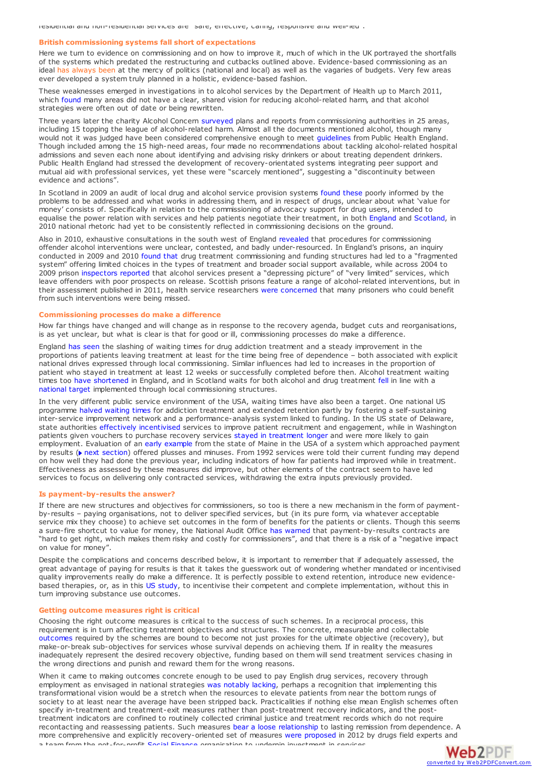residential and non-residential services are "safe, effective, caring, responsive and well-led".

### British commissioning systems fall short of expectations

Here we turn to evidence on commissioning and on how to improve it, much of which in the UK portrayed the shortfalls of the systems which predated the restructuring and cutbacks outlined above. Evidence-based commissioning as an ideal has always been at the mercy of politics (national and local) as well as the vagaries of budgets. Very few areas ever developed a system truly planned in a holistic, evidence-based fashion.

These weaknesses emerged in investigations in to alcohol services by the Department of Health up to March 2011, which found many areas did not have a clear, shared vision for reducing alcohol-related harm, and that alcohol strategies were often out of date or being rewritten.

Three years later the charity Alcohol Concern surveyed plans and reports from commissioning authorities in 25 areas, including 15 topping the league of alcohol-related harm. Almost all the documents mentioned alcohol, though many would not it was judged have been considered comprehensive enough to meet guidelines from Public Health England. Though included among the 15 high-need areas, four made no recommendations about tackling alcohol-related hospital admissions and seven each none about identifying and advising risky drinkers or about treating dependent drinkers. Public Health England had stressed the development of recovery-orientated systems integrating peer support and mutual aid with professional services, yet these were "scarcely mentioned", suggesting a "discontinuity between evidence and actions".

In Scotland in 2009 an audit of local drug and alcohol service provision systems found these poorly informed by the problems to be addressed and what works in addressing them, and in respect of drugs, unclear about what 'value for money' consists of. Specifically in relation to the commissioning of advocacy support for drug users, intended to equalise the power relation with services and help patients negotiate their treatment, in both England and Scotland, in 2010 national rhetoric had yet to be consistently reflected in commissioning decisions on the ground.

Also in 2010, exhaustive consultations in the south west of England revealed that procedures for commissioning offender alcohol interventions were unclear, contested, and badly under-resourced. In England's prisons, an inquiry conducted in 2009 and 2010 found that drug treatment commissioning and funding structures had led to a "fragmented system" offering limited choices in the types of treatment and broader social support available, while across 2004 to 2009 prison inspectors reported that alcohol services present a "depressing picture" of "very limited" services, which leave offenders with poor prospects on release. Scottish prisons feature a range of alcohol-related interventions, but in their assessment published in 2011, health service researchers were concerned that many prisoners who could benefit from such interventions were being missed.

### Commissioning processes do make a difference

How far things have changed and will change as in response to the recovery agenda, budget cuts and reorganisations, is as yet unclear, but what is clear is that for good or ill, commissioning processes do make a difference.

England has seen the slashing of waiting times for drug addiction treatment and a steady improvement in the proportions of patients leaving treatment at least for the time being free of dependence – both associated with explicit national drives expressed through local commissioning. Similar influences had led to increases in the proportion of patient who stayed in treatment at least 12 weeks or successfully completed before then. Alcohol treatment waiting times too have shortened in England, and in Scotland waits for both alcohol and drug treatment fell in line with a national target implemented through local commissioning structures.

In the very different public service environment of the USA, waiting times have also been a target. One national US programme halved waiting times for addiction treatment and extended retention partly by fostering a self-sustaining inter-service improvement network and a performance-analysis system linked to funding. In the US state of Delaware, state authorities effectively incentivised services to improve patient recruitment and engagement, while in Washington patients given vouchers to purchase recovery services stayed in treatment longer and were more likely to gain employment. Evaluation of an early example from the state of Maine in the USA of a system which approached payment by results (▶ next section) offered plusses and minuses. From 1992 services were told their current funding may depend on how well they had done the previous year, including indicators of how far patients had improved while in treatment. Effectiveness as assessed by these measures did improve, but other elements of the contract seem to have led services to focus on delivering only contracted services, withdrawing the extra inputs previously provided.

### Is payment-by-results the answer?

If there are new structures and objectives for commissioners, so too is there a new mechanism in the form of payment-by-results – paying organisations, not to deliver specified services, but (in its pure form, via whatever acceptable service mix they choose) to achieve set outcomes in the form of benefits for the patients or clients. Though this seems a sure-fire shortcut to value for money, the National Audit Office has warned that payment-by-results contracts are "hard to get right, which makes them risky and costly for commissioners", and that there is a risk of a "negative impact on value for money".

Despite the complications and concerns described below, it is important to remember that if adequately assessed, the great advantage of paying for results is that it takes the guesswork out of wondering whether mandated or incentivised quality improvements really do make a difference. It is perfectly possible to extend retention, introduce new evidence-based therapies, or, as in this US study, to incentivise their competent and complete implementation, without this in turn improving substance use outcomes.

### Getting outcome measures right is critical

Choosing the right outcome measures is critical to the success of such schemes. In a reciprocal process, this requirement is in turn affecting treatment objectives and structures. The concrete, measurable and collectable outcomes required by the schemes are bound to become not just proxies for the ultimate objective (recovery), but make-or-break sub-objectives for services whose survival depends on achieving them. If in reality the measures inadequately represent the desired recovery objective, funding based on them will send treatment services chasing in the wrong directions and punish and reward them for the wrong reasons.

When it came to making outcomes concrete enough to be used to pay English drug services, recovery through employment as envisaged in national strategies was notably lacking, perhaps a recognition that implementing this transformational vision would be a stretch when the resources to elevate patients from near the bottom rungs of society to at least near the average have been stripped back. Practicalities if nothing else mean English schemes often specify in-treatment and treatment-exit measures rather than post-treatment recovery indicators, and the post-treatment indicators are confined to routinely collected criminal justice and treatment records which do not require recontacting and reassessing patients. Such measures bear a loose relationship to lasting remission from dependence. A more comprehensive and explicitly recovery-oriented set of measures were proposed in 2012 by drugs field experts and a team from the not-for-profit Social Finance organisation to underpin investment in services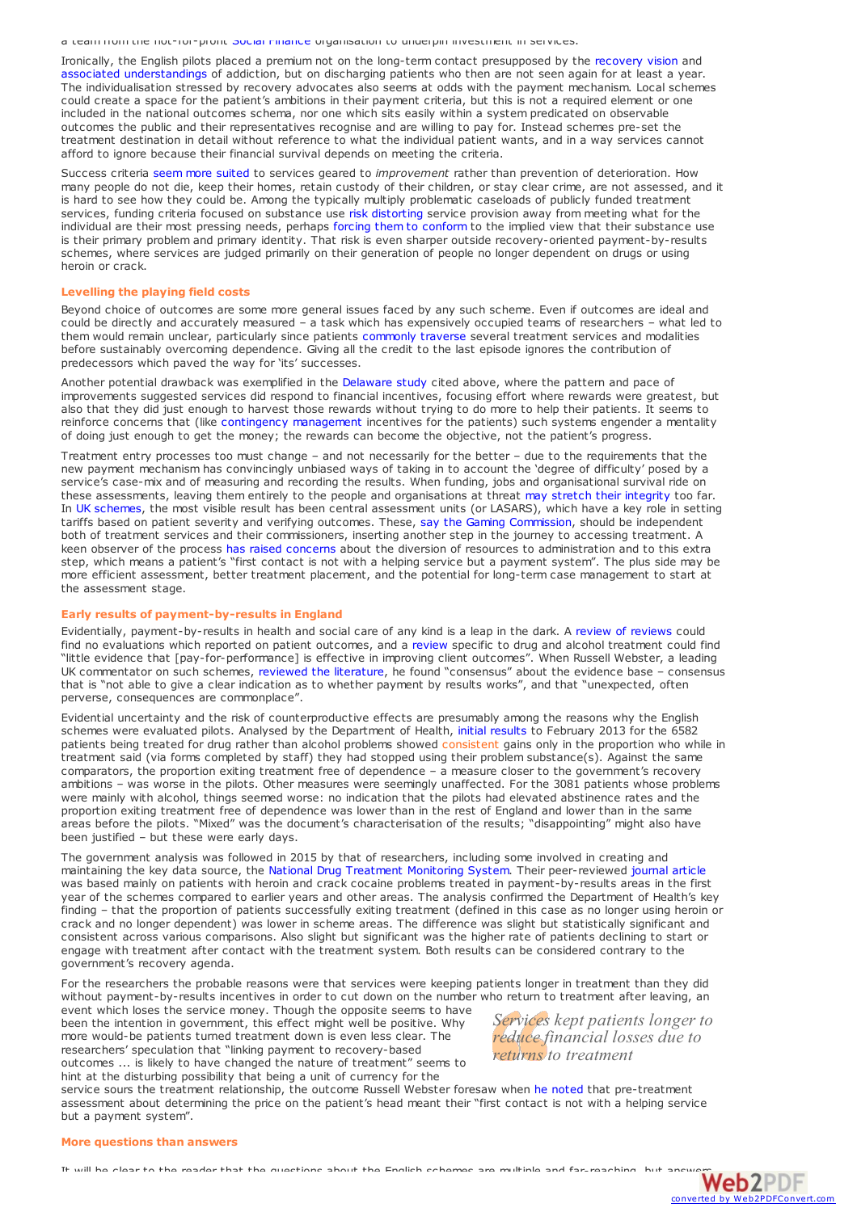a team from the not-for-profit Social Finance organisation to underpin investment in services.

Ironically, the English pilots placed a premium not on the long-term contact presupposed by the recovery vision and associated understandings of addiction, but on discharging patients who then are not seen again for at least a year. The individualisation stressed by recovery advocates also seems at odds with the payment mechanism. Local schemes could create a space for the patient's ambitions in their payment criteria, but this is not a required element or one included in the national outcomes schema, nor one which sits easily within a system predicated on observable outcomes the public and their representatives recognise and are willing to pay for. Instead schemes pre-set the treatment destination in detail without reference to what the individual patient wants, and in a way services cannot afford to ignore because their financial survival depends on meeting the criteria.

Success criteria seem more suited to services geared to *improvement* rather than prevention of deterioration. How many people do not die, keep their homes, retain custody of their children, or stay clear crime, are not assessed, and it is hard to see how they could be. Among the typically multiply problematic caseloads of publicly funded treatment services, funding criteria focused on substance use risk distorting service provision away from meeting what for the individual are their most pressing needs, perhaps forcing them to conform to the implied view that their substance use is their primary problem and primary identity. That risk is even sharper outside recovery-oriented payment-by-results schemes, where services are judged primarily on their generation of people no longer dependent on drugs or using heroin or crack.

## Levelling the playing field costs

Beyond choice of outcomes are some more general issues faced by any such scheme. Even if outcomes are ideal and could be directly and accurately measured – a task which has expensively occupied teams of researchers – what led to them would remain unclear, particularly since patients commonly traverse several treatment services and modalities before sustainably overcoming dependence. Giving all the credit to the last episode ignores the contribution of predecessors which paved the way for 'its' successes.

Another potential drawback was exemplified in the Delaware study cited above, where the pattern and pace of improvements suggested services did respond to financial incentives, focusing effort where rewards were greatest, but also that they did just enough to harvest those rewards without trying to do more to help their patients. It seems to reinforce concerns that (like contingency management incentives for the patients) such systems engender a mentality of doing just enough to get the money; the rewards can become the objective, not the patient's progress.

Treatment entry processes too must change – and not necessarily for the better – due to the requirements that the new payment mechanism has convincingly unbiased ways of taking in to account the 'degree of difficulty' posed by a service's case-mix and of measuring and recording the results. When funding, jobs and organisational survival ride on these assessments, leaving them entirely to the people and organisations at threat may stretch their integrity too far. In UK schemes, the most visible result has been central assessment units (or LASARS), which have a key role in setting tariffs based on patient severity and verifying outcomes. These, say the Gaming Commission, should be independent both of treatment services and their commissioners, inserting another step in the journey to accessing treatment. A keen observer of the process has raised concerns about the diversion of resources to administration and to this extra step, which means a patient's "first contact is not with a helping service but a payment system". The plus side may be more efficient assessment, better treatment placement, and the potential for long-term case management to start at the assessment stage.

## Early results of payment-by-results in England

Evidentially, payment-by-results in health and social care of any kind is a leap in the dark. A review of reviews could find no evaluations which reported on patient outcomes, and a review specific to drug and alcohol treatment could find "little evidence that [pay-for-performance] is effective in improving client outcomes". When Russell Webster, a leading UK commentator on such schemes, reviewed the literature, he found "consensus" about the evidence base – consensus that is "not able to give a clear indication as to whether payment by results works", and that "unexpected, often perverse, consequences are commonplace".

Evidential uncertainty and the risk of counterproductive effects are presumably among the reasons why the English schemes were evaluated pilots. Analysed by the Department of Health, initial results to February 2013 for the 6582 patients being treated for drug rather than alcohol problems showed consistent gains only in the proportion who while in treatment said (via forms completed by staff) they had stopped using their problem substance(s). Against the same comparators, the proportion exiting treatment free of dependence – a measure closer to the government's recovery ambitions – was worse in the pilots. Other measures were seemingly unaffected. For the 3081 patients whose problems were mainly with alcohol, things seemed worse: no indication that the pilots had elevated abstinence rates and the proportion exiting treatment free of dependence was lower than in the rest of England and lower than in the same areas before the pilots. "Mixed" was the document's characterisation of the results; "disappointing" might also have been justified – but these were early days.

The government analysis was followed in 2015 by that of researchers, including some involved in creating and maintaining the key data source, the National Drug Treatment Monitoring System. Their peer-reviewed journal article was based mainly on patients with heroin and crack cocaine problems treated in payment-by-results areas in the first year of the schemes compared to earlier years and other areas. The analysis confirmed the Department of Health's key finding – that the proportion of patients successfully exiting treatment (defined in this case as no longer using heroin or crack and no longer dependent) was lower in scheme areas. The difference was slight but statistically significant and consistent across various comparisons. Also slight but significant was the higher rate of patients declining to start or engage with treatment after contact with the treatment system. Both results can be considered contrary to the government's recovery agenda.

For the researchers the probable reasons were that services were keeping patients longer in treatment than they did without payment-by-results incentives in order to cut down on the number who return to treatment after leaving, an event which loses the service money. Though the opposite seems to have been the intention in government, this effect might well be positive. Why more would-be patients turned treatment down is even less clear. The researchers' speculation that "linking payment to recovery-based outcomes ... is likely to have changed the nature of treatment" seems to hint at the disturbing possibility that being a unit of currency for the service sours the treatment relationship, the outcome Russell Webster foresaw when he noted that pre-treatment assessment about determining the price on the patient's head meant their "first contact is not with a helping service but a payment system".

*Services kept patients longer to reduce financial losses due to returns to treatment*

## More questions than answers

It will be clear to the reader that the questions about the English schemes are multiple and far-reaching, but answers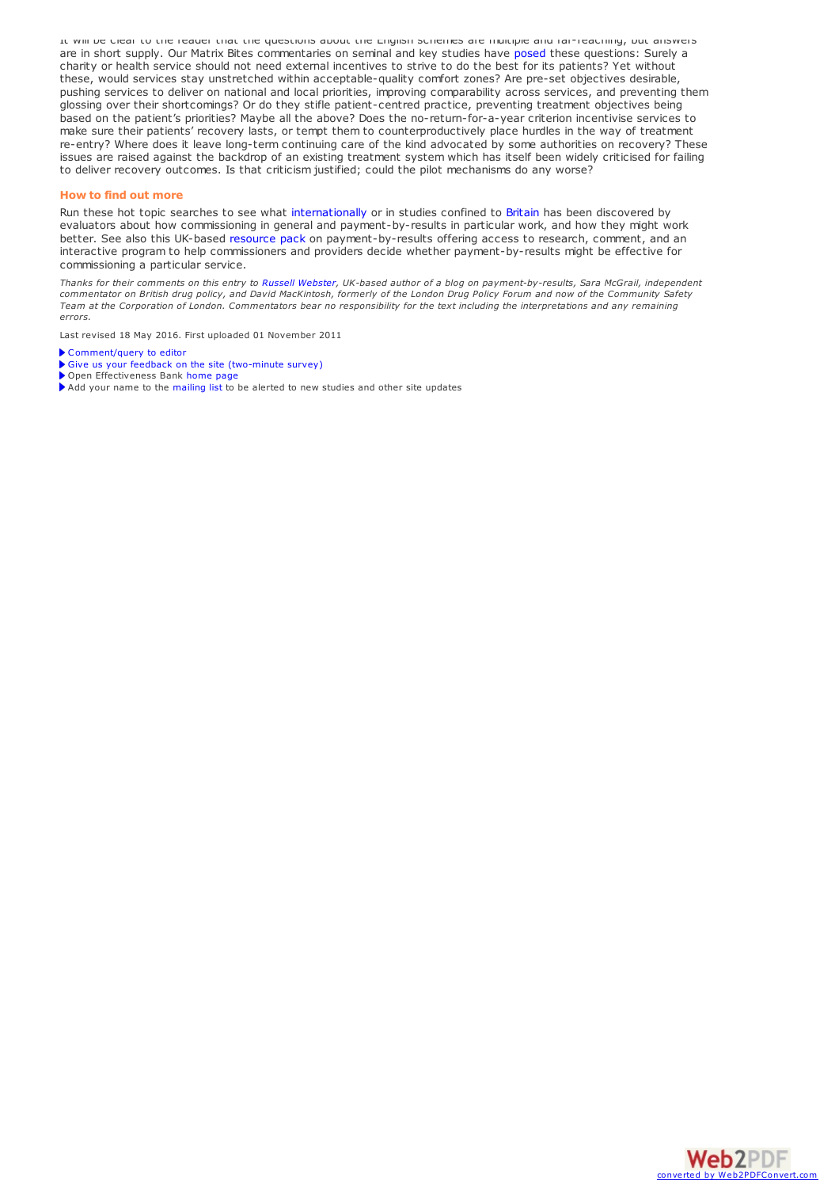It will be clear to the reader that the questions about the English schemes are multiple and far-reaching, but answers are in short supply. Our Matrix Bites commentaries on seminal and key studies have posed these questions: Surely a charity or health service should not need external incentives to strive to do the best for its patients? Yet without these, would services stay unstretched within acceptable-quality comfort zones? Are pre-set objectives desirable, pushing services to deliver on national and local priorities, improving comparability across services, and preventing them glossing over their shortcomings? Or do they stifle patient-centred practice, preventing treatment objectives being based on the patient's priorities? Maybe all the above? Does the no-return-for-a-year criterion incentivise services to make sure their patients' recovery lasts, or tempt them to counterproductively place hurdles in the way of treatment re-entry? Where does it leave long-term continuing care of the kind advocated by some authorities on recovery? These issues are raised against the backdrop of an existing treatment system which has itself been widely criticised for failing to deliver recovery outcomes. Is that criticism justified; could the pilot mechanisms do any worse?

### How to find out more

Run these hot topic searches to see what internationally or in studies confined to Britain has been discovered by evaluators about how commissioning in general and payment-by-results in particular work, and how they might work better. See also this UK-based resource pack on payment-by-results offering access to research, comment, and an interactive program to help commissioners and providers decide whether payment-by-results might be effective for commissioning a particular service.

*Thanks for their comments on this entry to Russell Webster, UK-based author of a blog on payment-by-results, Sara McGrail, independent commentator on British drug policy, and David MacKintosh, formerly of the London Drug Policy Forum and now of the Community Safety Team at the Corporation of London. Commentators bear no responsibility for the text including the interpretations and any remaining errors.*

Last revised 18 May 2016. First uploaded 01 November 2011

- Comment/query to editor
- Give us your feedback on the site (two-minute survey)
- Open Effectiveness Bank home page
- Add your name to the mailing list to be alerted to new studies and other site updates